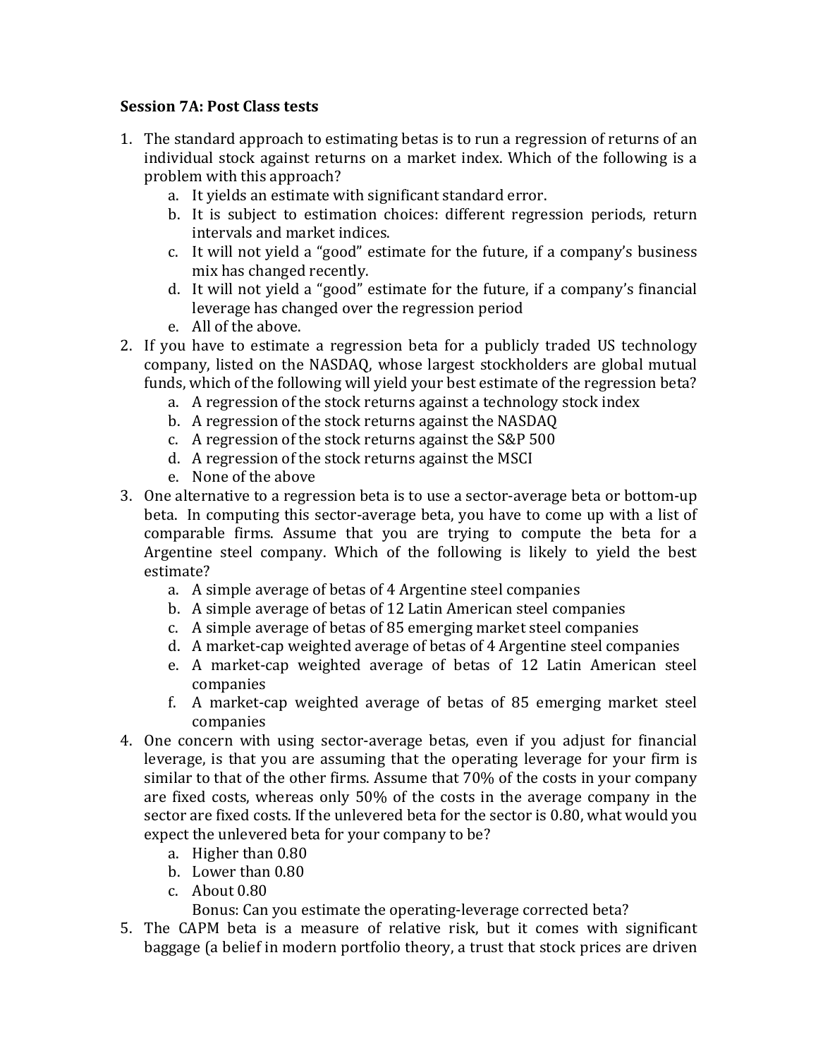**Session 7A: Post Class tests**

1. The standard approach to estimating betas is to run a regression of returns of an individual stock against returns on a market index. Which of the following is a problem with this approach?
   a. It yields an estimate with significant standard error.
   b. It is subject to estimation choices: different regression periods, return intervals and market indices.
   c. It will not yield a "good" estimate for the future, if a company's business mix has changed recently.
   d. It will not yield a "good" estimate for the future, if a company's financial leverage has changed over the regression period
   e. All of the above.
2. If you have to estimate a regression beta for a publicly traded US technology company, listed on the NASDAQ, whose largest stockholders are global mutual funds, which of the following will yield your best estimate of the regression beta?
   a. A regression of the stock returns against a technology stock index
   b. A regression of the stock returns against the NASDAQ
   c. A regression of the stock returns against the S&P 500
   d. A regression of the stock returns against the MSCI
   e. None of the above
3. One alternative to a regression beta is to use a sector-average beta or bottom-up beta. In computing this sector-average beta, you have to come up with a list of comparable firms. Assume that you are trying to compute the beta for a Argentine steel company. Which of the following is likely to yield the best estimate?
   a. A simple average of betas of 4 Argentine steel companies
   b. A simple average of betas of 12 Latin American steel companies
   c. A simple average of betas of 85 emerging market steel companies
   d. A market-cap weighted average of betas of 4 Argentine steel companies
   e. A market-cap weighted average of betas of 12 Latin American steel companies
   f. A market-cap weighted average of betas of 85 emerging market steel companies
4. One concern with using sector-average betas, even if you adjust for financial leverage, is that you are assuming that the operating leverage for your firm is similar to that of the other firms. Assume that 70% of the costs in your company are fixed costs, whereas only 50% of the costs in the average company in the sector are fixed costs. If the unlevered beta for the sector is 0.80, what would you expect the unlevered beta for your company to be?
   a. Higher than 0.80
   b. Lower than 0.80
   c. About 0.80

   Bonus: Can you estimate the operating-leverage corrected beta?
5. The CAPM beta is a measure of relative risk, but it comes with significant baggage (a belief in modern portfolio theory, a trust that stock prices are driven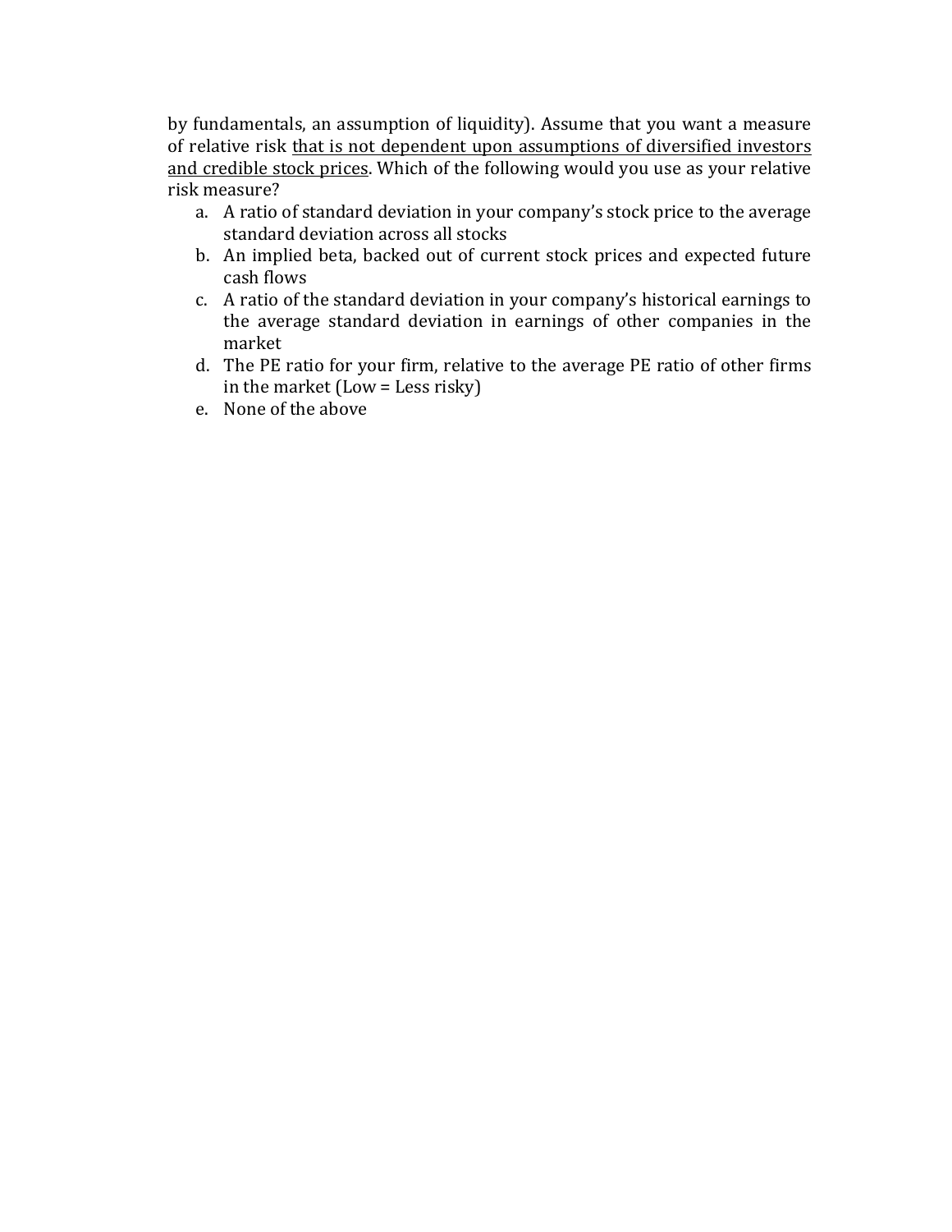by fundamentals, an assumption of liquidity). Assume that you want a measure of relative risk <u>that is not dependent upon assumptions of diversified investors and credible stock prices</u>. Which of the following would you use as your relative risk measure?

a. A ratio of standard deviation in your company's stock price to the average standard deviation across all stocks
b. An implied beta, backed out of current stock prices and expected future cash flows
c. A ratio of the standard deviation in your company's historical earnings to the average standard deviation in earnings of other companies in the market
d. The PE ratio for your firm, relative to the average PE ratio of other firms in the market (Low = Less risky)
e. None of the above